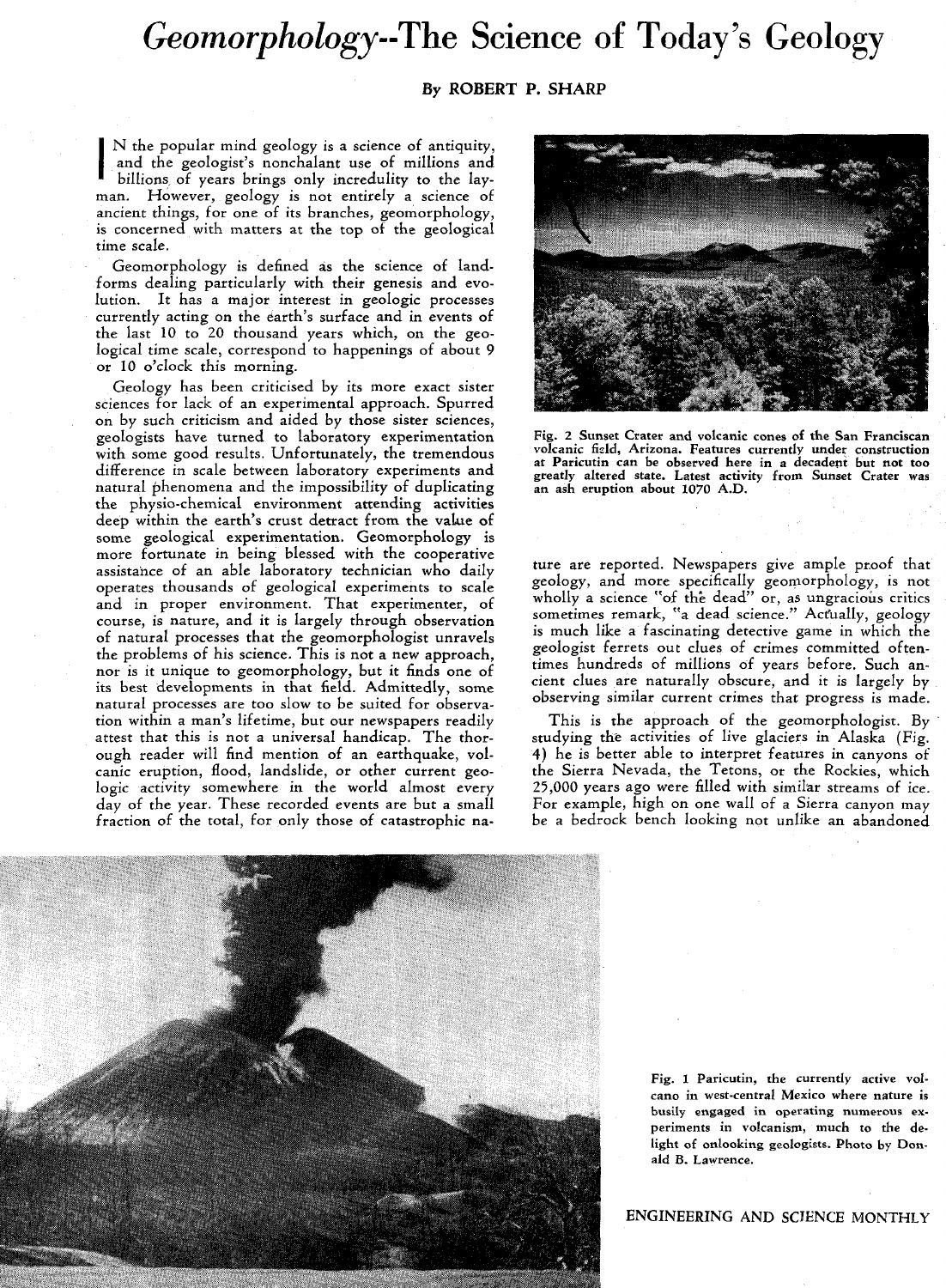# *Geomorphology*--The Science of Today's Geology

By ROBERT P. SHARP

IN the popular mind geology is a science of antiquity, and the geologist's nonchalant use of millions and billions of years brings only incredulity to the layman. However, geology is not entirely a science of ancient things, for one of its branches, geomorphology, is concerned with matters at the top of the geological time scale.

Geomorphology is defined as the science of landforms dealing particularly with their genesis and evolution. It has a major interest in geologic processes currently acting on the earth's surface and in events of the last 10 to 20 thousand years which, on the geological time scale, correspond to happenings of about 9 or 10 o'clock this morning.

Geology has been criticised by its more exact sister sciences for lack of an experimental approach. Spurred on by such criticism and aided by those sister sciences, geologists have turned to laboratory experimentation with some good results. Unfortunately, the tremendous difference in scale between laboratory experiments and natural phenomena and the impossibility of duplicating the physio-chemical environment attending activities deep within the earth's crust detract from the value of some geological experimentation. Geomorphology is more fortunate in being blessed with the cooperative assistance of an able laboratory technician who daily operates thousands of geological experiments to scale and in proper environment. That experimenter, of course, is nature, and it is largely through observation of natural processes that the geomorphologist unravels the problems of his science. This is not a new approach, nor is it unique to geomorphology, but it finds one of its best developments in that field. Admittedly, some natural processes are too slow to be suited for observation within a man's lifetime, but our newspapers readily attest that this is not a universal handicap. The thorough reader will find mention of an earthquake, volcanic eruption, flood, landslide, or other current geologic activity somewhere in the world almost every day of the year. These recorded events are but a small fraction of the total, for only those of catastrophic nature are reported. Newspapers give ample proof that geology, and more specifically geomorphology, is not wholly a science "of the dead" or, as ungracious critics sometimes remark, "a dead science." Actually, geology is much like a fascinating detective game in which the geologist ferrets out clues of crimes committed oftentimes hundreds of millions of years before. Such ancient clues are naturally obscure, and it is largely by observing similar current crimes that progress is made.

This is the approach of the geomorphologist. By studying the activities of live glaciers in Alaska (Fig. 4) he is better able to interpret features in canyons of the Sierra Nevada, the Tetons, or the Rockies, which 25,000 years ago were filled with similar streams of ice. For example, high on one wall of a Sierra canyon may be a bedrock bench looking not unlike an abandoned

**Fig. 2 Sunset Crater and volcanic cones of the San Franciscan volcanic field, Arizona. Features currently under construction at Paricutin can be observed here in a decadent but not too greatly altered state. Latest activity from Sunset Crater was an ash eruption about 1070 A.D.**

**Fig. 1 Paricutin, the currently active volcano in west-central Mexico where nature is busily engaged in operating numerous experiments in volcanism, much to the delight of onlooking geologists. Photo by Donald B. Lawrence.**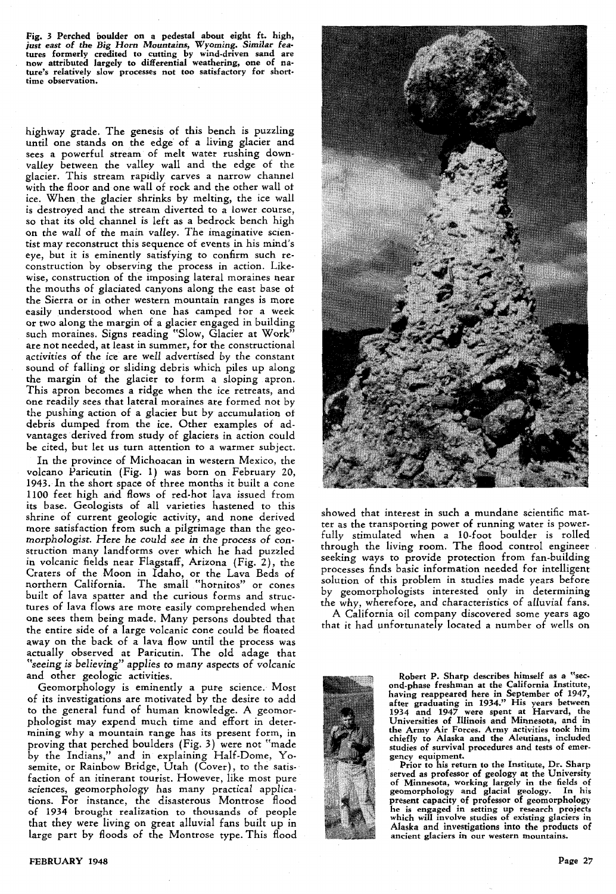**Fig. 3 Perched boulder on a pedestal about eight ft. high,** *just east of the Big Horn Mountains, Wyoming. Similar features formerly credited to cutting by wind-driven sand are now attributed largely to differential weathering, one of nature's relatively slow processes not too satisfactory for short-time observation.*

highway grade. The genesis of this bench is puzzling until one stands on the edge of a living glacier and sees a powerful stream of melt water rushing down-valley between the valley wall and the edge of the glacier. This stream rapidly carves a narrow channel with the floor and one wall of rock and the other wall of ice. When the glacier shrinks by melting, the ice wall is destroyed and the stream diverted to a lower course, so that its old channel is left as a bedrock bench high on the wall of the main valley. The imaginative scientist may reconstruct this sequence of events in his mind's eye, but it is eminently satisfying to confirm such reconstruction by observing the process in action. Likewise, construction of the imposing lateral moraines near the mouths of glaciated canyons along the east base of the Sierra or in other western mountain ranges is more easily understood when one has camped for a week or two along the margin of a glacier engaged in building such moraines. Signs reading "Slow, Glacier at Work" are not needed, at least in summer, for the constructional activities of the ice are well advertised by the constant sound of falling or sliding debris which piles up along the margin of the glacier to form a sloping apron. This apron becomes a ridge when the ice retreats, and one readily sees that lateral moraines are formed not by the pushing action of a glacier but by accumulation of debris dumped from the ice. Other examples of advantages derived from study of glaciers in action could be cited, but let us turn attention to a warmer subject.

In the province of Michoacan in western Mexico, the volcano Paricutin (Fig. 1) was born on February 20, 1943. In the short space of three months it built a cone 1100 feet high and flows of red-hot lava issued from its base. Geologists of all varieties hastened to this shrine of current geologic activity, and none derived more satisfaction from such a pilgrimage than the geomorphologist. *Here he could see in the process of construction* many landforms over which he had puzzled in volcanic fields near Flagstaff, Arizona (Fig. 2), the Craters of the Moon in Idaho, or the Lava Beds of northern California. The small "hornitos" or cones built of lava spatter and the curious forms and structures of lava flows are more easily comprehended when one sees them being made. Many persons doubted that the entire side of a large volcanic cone could be floated away on the back of a lava flow until the process was actually observed at Paricutin. The old adage that *"seeing is believing"* applies to many aspects of volcanic and other geologic activities.

Geomorphology is eminently a pure science. Most of its investigations are motivated by the desire to add to the general fund of human knowledge. A geomorphologist may expend much time and effort in determining why a mountain range has its present form, in proving that perched boulders (Fig. 3) were not "made by the Indians," and in explaining Half-Dome, Yosemite, or Rainbow Bridge, Utah (Cover), to the satisfaction of an itinerant tourist. However, like most pure sciences, geomorphology has many practical applications. For instance, the disasterous Montrose flood of 1934 brought realization to thousands of people that they were living on great alluvial fans built up in large part by floods of the Montrose type. This flood showed that interest in such a mundane scientific matter as the transporting power of running water is powerfully stimulated when a 10-foot boulder is rolled through the living room. The flood control engineer seeking ways to provide protection from fan-building processes finds basic information needed for intelligent solution of this problem in studies made years before by geomorphologists interested only in determining the why, wherefore, and characteristics of alluvial fans.

A California oil company discovered some years ago that it had unfortunately located a number of wells on

Robert P. Sharp describes himself as a "second-phase freshman at the California Institute, having reappeared here in September of 1947, after graduating in 1934." His years between 1934 and 1947 were spent at Harvard, the Universities of Illinois and Minnesota, and in the Army Air Forces. Army activities took him chiefly to Alaska and the Aleutians, included studies of survival procedures and tests of emergency equipment.

Prior to his return to the Institute, Dr. Sharp served as professor of geology at the University of Minnesota, working largely in the fields of geomorphology and glacial geology. In his present capacity of professor of geomorphology he is engaged in setting up research projects which will involve studies of existing glaciers in Alaska and investigations into the products of ancient glaciers in our western mountains.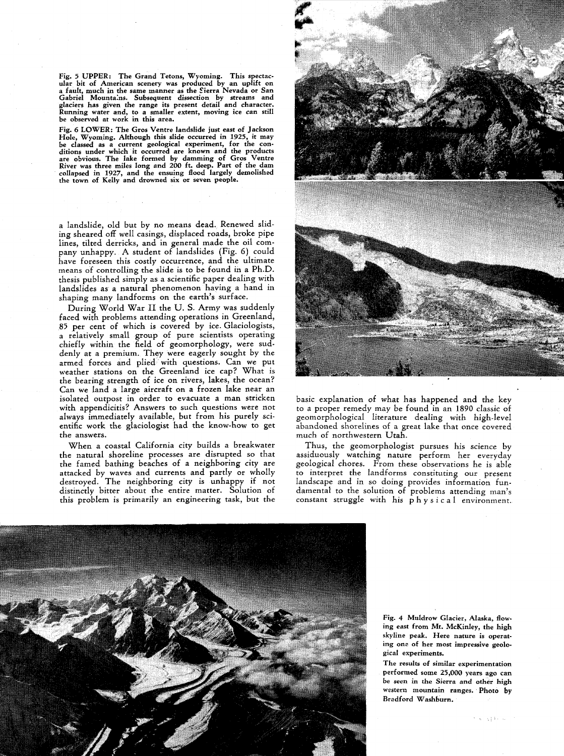Fig. 5 UPPER: The Grand Tetons, Wyoming. This spectacular bit of American scenery was produced by an uplift on a fault, much in the same manner as the Sierra Nevada or San Gabriel Mountains. Subsequent dissection by streams and glaciers has given the range its present detail and character. Running water and, to a smaller extent, moving ice can still be observed at work in this area.

Fig. 6 LOWER: The Gros Ventre landslide just east of Jackson Hole, Wyoming. Although this slide occurred in 1925, it may be classed as a current geological experiment, for the conditions under which it occurred are known and the products are obvious. The lake formed by damming of Gros Ventre River was three miles long and 200 ft. deep. Part of the dam collapsed in 1927, and the ensuing flood largely demolished the town of Kelly and drowned six or seven people.

a landslide, old but by no means dead. Renewed sliding sheared off well casings, displaced roads, broke pipe lines, tilted derricks, and in general made the oil company unhappy. A student of landslides (Fig. 6) could have foreseen this costly occurrence, and the ultimate means of controlling the slide is to be found in a Ph.D. thesis published simply as a scientific paper dealing with landslides as a natural phenomenon having a hand in shaping many landforms on the earth's surface.

During World War II the U. S. Army was suddenly faced with problems attending operations in Greenland, 85 per cent of which is covered by ice. Glaciologists, a relatively small group of pure scientists operating chiefly within the field of geomorphology, were suddenly at a premium. They were eagerly sought by the armed forces and plied with questions. Can we put weather stations on the Greenland ice cap? What is the bearing strength of ice on rivers, lakes, the ocean? Can we land a large aircraft on a frozen lake near an isolated outpost in order to evacuate a man stricken with appendicitis? Answers to such questions were not always immediately available, but from his purely scientific work the glaciologist had the know-how to get the answers.

When a coastal California city builds a breakwater the natural shoreline processes are disrupted so that the famed bathing beaches of a neighboring city are attacked by waves and currents and partly or wholly destroyed. The neighboring city is unhappy if not distinctly bitter about the entire matter. Solution of this problem is primarily an engineering task, but the basic explanation of what has happened and the key to a proper remedy may be found in an 1890 classic of geomorphological literature dealing with high-level abandoned shorelines of a great lake that once covered much of northwestern Utah.

Thus, the geomorphologist pursues his science by assiduously watching nature perform her everyday geological chores. From these observations he is able to interpret the landforms constituting our present landscape and in so doing provides information fundamental to the solution of problems attending man's constant struggle with his physical environment.

Fig. 4 Muldrow Glacier, Alaska, flowing east from Mt. McKinley, the high skyline peak. Here nature is operating one of her most impressive geological experiments.

The results of similar experimentation performed some 25,000 years ago can be seen in the Sierra and other high western mountain ranges. Photo by Bradford Washburn.